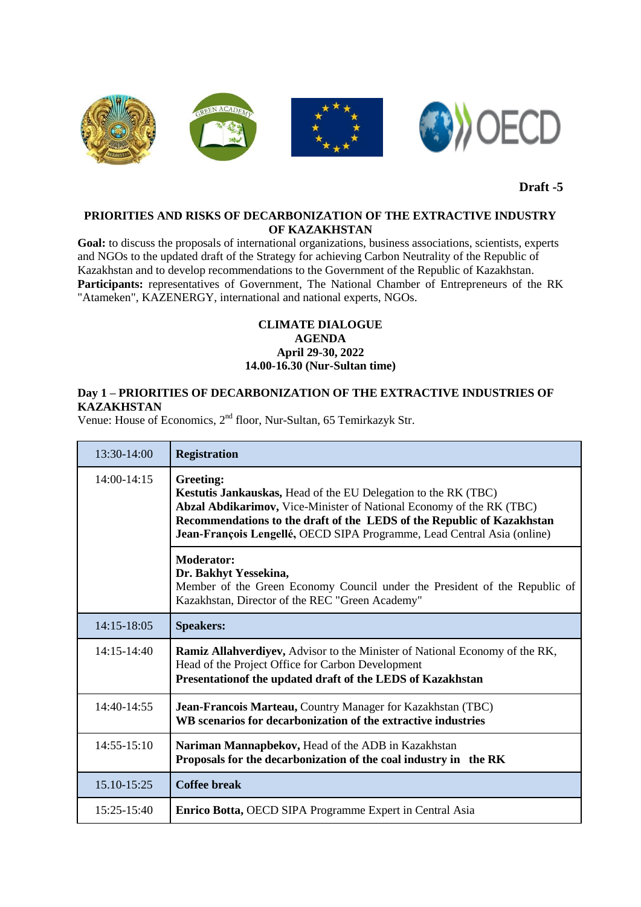Draft -5

**PRIORITIES AND RISKS OF DECARBONIZATION OF THE EXTRACTIVE INDUSTRY OF KAZAKHSTAN**

**Goal:** to discuss the proposals of international organizations, business associations, scientists, experts and NGOs to the updated draft of the Strategy for achieving Carbon Neutrality of the Republic of Kazakhstan and to develop recommendations to the Government of the Republic of Kazakhstan.

**Participants:** representatives of Government, The National Chamber of Entrepreneurs of the RK "Atameken", KAZENERGY, international and national experts, NGOs.

**CLIMATE DIALOGUE**
**AGENDA**
**April 29-30, 2022**
**14.00-16.30 (Nur-Sultan time)**

## Day 1 – PRIORITIES OF DECARBONIZATION OF THE EXTRACTIVE INDUSTRIES OF KAZAKHSTAN

Venue: House of Economics, 2nd floor, Nur-Sultan, 65 Temirkazyk Str.

| 13:30-14:00 | **Registration** |
|---|---|
| 14:00-14:15 | **Greeting:**<br>**Kestutis Jankauskas,** Head of the EU Delegation to the RK (TBC)<br>**Abzal Abdikarimov,** Vice-Minister of National Economy of the RK (TBC)<br>**Recommendations to the draft of the LEDS of the Republic of Kazakhstan**<br>**Jean-François Lengellé,** OECD SIPA Programme, Lead Central Asia (online) |
| | **Moderator:**<br>**Dr. Bakhyt Yessekina,**<br>Member of the Green Economy Council under the President of the Republic of Kazakhstan, Director of the REC "Green Academy" |
| 14:15-18:05 | **Speakers:** |
| 14:15-14:40 | **Ramiz Allahverdiyev,** Advisor to the Minister of National Economy of the RK, Head of the Project Office for Carbon Development<br>**Presentationof the updated draft of the LEDS of Kazakhstan** |
| 14:40-14:55 | **Jean-Francois Marteau,** Country Manager for Kazakhstan (TBC)<br>**WB scenarios for decarbonization of the extractive industries** |
| 14:55-15:10 | **Nariman Mannapbekov,** Head of the ADB in Kazakhstan<br>**Proposals for the decarbonization of the coal industry in the RK** |
| 15.10-15:25 | **Coffee break** |
| 15:25-15:40 | **Enrico Botta,** OECD SIPA Programme Expert in Central Asia |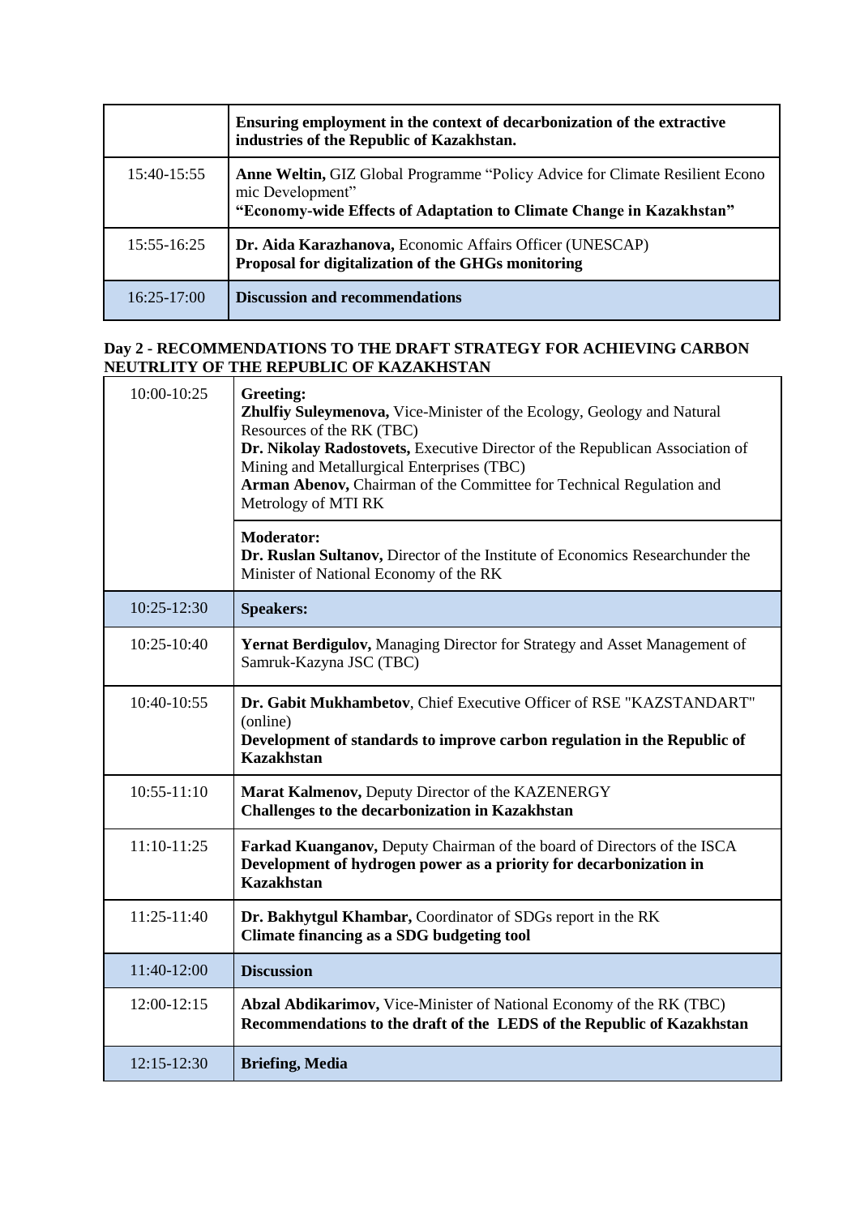| | |
|---|---|
| | **Ensuring employment in the context of decarbonization of the extractive industries of the Republic of Kazakhstan.** |
| 15:40-15:55 | **Anne Weltin,** GIZ Global Programme "Policy Advice for Climate Resilient Econo mic Development" **"Economy-wide Effects of Adaptation to Climate Change in Kazakhstan"** |
| 15:55-16:25 | **Dr. Aida Karazhanova,** Economic Affairs Officer (UNESCAP) **Proposal for digitalization of the GHGs monitoring** |
| 16:25-17:00 | **Discussion and recommendations** |

**Day 2 - RECOMMENDATIONS TO THE DRAFT STRATEGY FOR ACHIEVING CARBON NEUTRLITY OF THE REPUBLIC OF KAZAKHSTAN**

| | |
|---|---|
| 10:00-10:25 | **Greeting:** **Zhulfiy Suleymenova,** Vice-Minister of the Ecology, Geology and Natural Resources of the RK (TBC) **Dr. Nikolay Radostovets,** Executive Director of the Republican Association of Mining and Metallurgical Enterprises (TBC) **Arman Abenov,** Chairman of the Committee for Technical Regulation and Metrology of MTI RK |
| | **Moderator:** **Dr. Ruslan Sultanov,** Director of the Institute of Economics Researchunder the Minister of National Economy of the RK |
| 10:25-12:30 | **Speakers:** |
| 10:25-10:40 | **Yernat Berdigulov,** Managing Director for Strategy and Asset Management of Samruk-Kazyna JSC (TBC) |
| 10:40-10:55 | **Dr. Gabit Mukhambetov**, Chief Executive Officer of RSE "KAZSTANDART" (online) **Development of standards to improve carbon regulation in the Republic of Kazakhstan** |
| 10:55-11:10 | **Marat Kalmenov,** Deputy Director of the KAZENERGY **Challenges to the decarbonization in Kazakhstan** |
| 11:10-11:25 | **Farkad Kuanganov,** Deputy Chairman of the board of Directors of the ISCA **Development of hydrogen power as a priority for decarbonization in Kazakhstan** |
| 11:25-11:40 | **Dr. Bakhytgul Khambar,** Coordinator of SDGs report in the RK **Climate financing as a SDG budgeting tool** |
| 11:40-12:00 | **Discussion** |
| 12:00-12:15 | **Abzal Abdikarimov,** Vice-Minister of National Economy of the RK (TBC) **Recommendations to the draft of the LEDS of the Republic of Kazakhstan** |
| 12:15-12:30 | **Briefing, Media** |